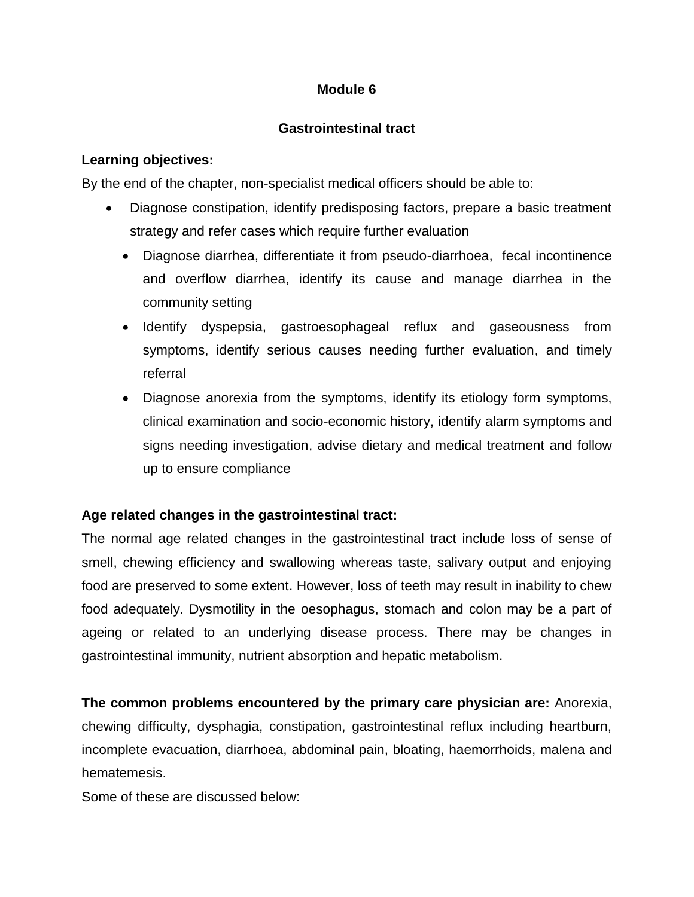# Module 6

## Gastrointestinal tract

**Learning objectives:**

By the end of the chapter, non-specialist medical officers should be able to:

- Diagnose constipation, identify predisposing factors, prepare a basic treatment strategy and refer cases which require further evaluation
- Diagnose diarrhea, differentiate it from pseudo-diarrhoea, fecal incontinence and overflow diarrhea, identify its cause and manage diarrhea in the community setting
- Identify dyspepsia, gastroesophageal reflux and gaseousness from symptoms, identify serious causes needing further evaluation, and timely referral
- Diagnose anorexia from the symptoms, identify its etiology form symptoms, clinical examination and socio-economic history, identify alarm symptoms and signs needing investigation, advise dietary and medical treatment and follow up to ensure compliance

**Age related changes in the gastrointestinal tract:**

The normal age related changes in the gastrointestinal tract include loss of sense of smell, chewing efficiency and swallowing whereas taste, salivary output and enjoying food are preserved to some extent. However, loss of teeth may result in inability to chew food adequately. Dysmotility in the oesophagus, stomach and colon may be a part of ageing or related to an underlying disease process. There may be changes in gastrointestinal immunity, nutrient absorption and hepatic metabolism.

**The common problems encountered by the primary care physician are:** Anorexia, chewing difficulty, dysphagia, constipation, gastrointestinal reflux including heartburn, incomplete evacuation, diarrhoea, abdominal pain, bloating, haemorrhoids, malena and hematemesis.

Some of these are discussed below: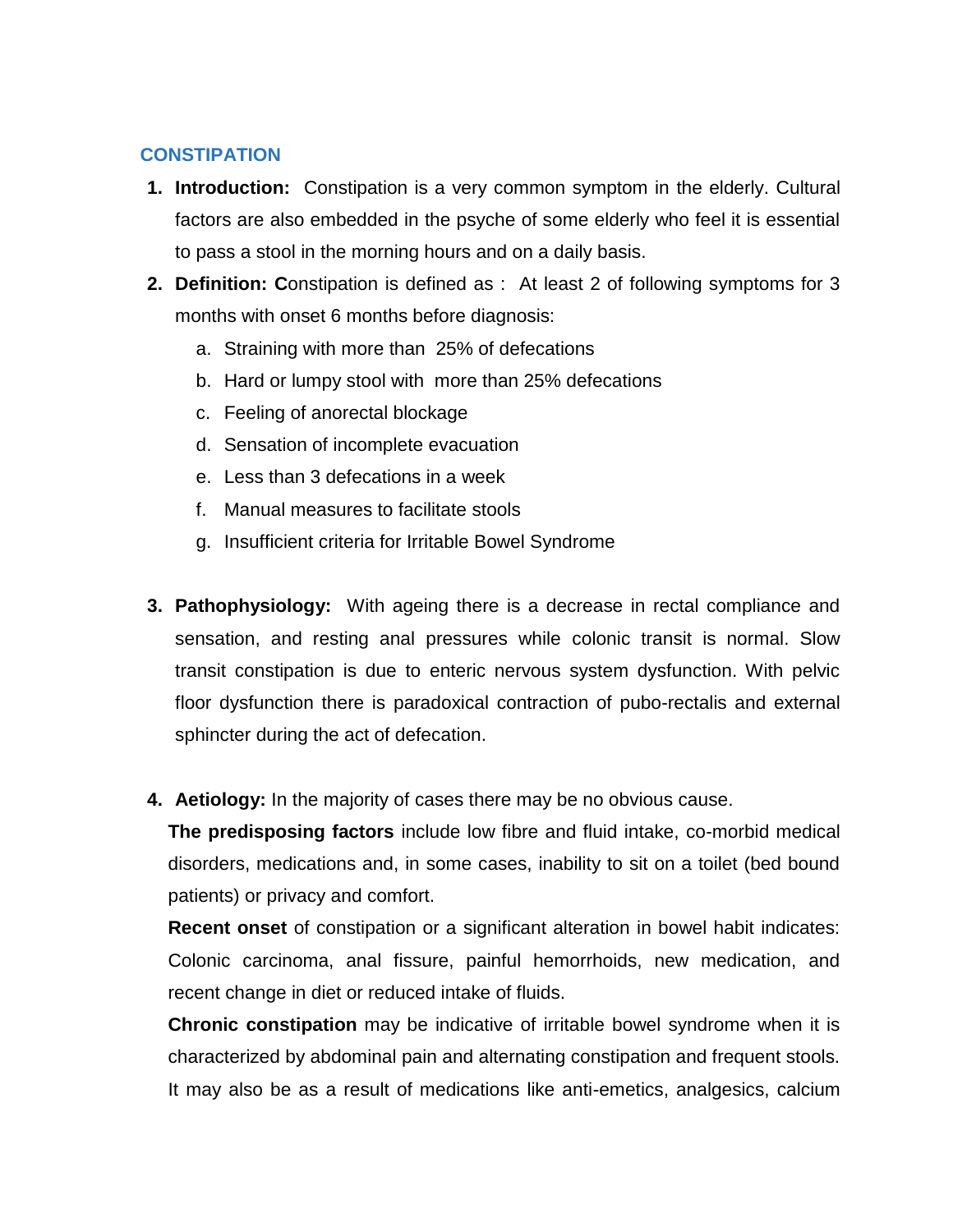## CONSTIPATION

1. **Introduction:** Constipation is a very common symptom in the elderly. Cultural factors are also embedded in the psyche of some elderly who feel it is essential to pass a stool in the morning hours and on a daily basis.
2. **Definition: C**onstipation is defined as : At least 2 of following symptoms for 3 months with onset 6 months before diagnosis:
   a. Straining with more than 25% of defecations
   b. Hard or lumpy stool with more than 25% defecations
   c. Feeling of anorectal blockage
   d. Sensation of incomplete evacuation
   e. Less than 3 defecations in a week
   f. Manual measures to facilitate stools
   g. Insufficient criteria for Irritable Bowel Syndrome

3. **Pathophysiology:** With ageing there is a decrease in rectal compliance and sensation, and resting anal pressures while colonic transit is normal. Slow transit constipation is due to enteric nervous system dysfunction. With pelvic floor dysfunction there is paradoxical contraction of pubo-rectalis and external sphincter during the act of defecation.

4. **Aetiology:** In the majority of cases there may be no obvious cause.

   **The predisposing factors** include low fibre and fluid intake, co-morbid medical disorders, medications and, in some cases, inability to sit on a toilet (bed bound patients) or privacy and comfort.

   **Recent onset** of constipation or a significant alteration in bowel habit indicates: Colonic carcinoma, anal fissure, painful hemorrhoids, new medication, and recent change in diet or reduced intake of fluids.

   **Chronic constipation** may be indicative of irritable bowel syndrome when it is characterized by abdominal pain and alternating constipation and frequent stools. It may also be as a result of medications like anti-emetics, analgesics, calcium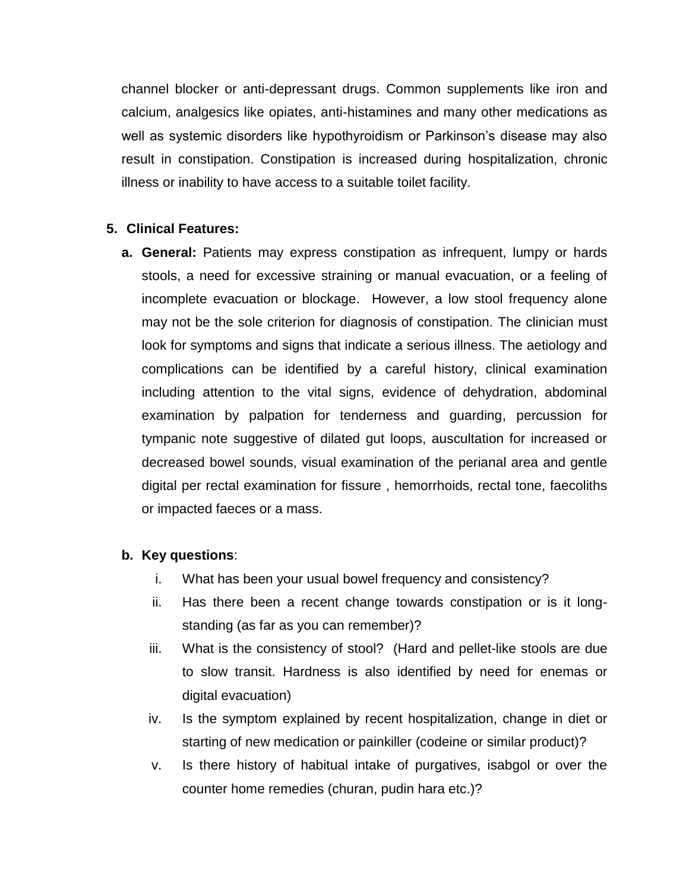channel blocker or anti-depressant drugs. Common supplements like iron and calcium, analgesics like opiates, anti-histamines and many other medications as well as systemic disorders like hypothyroidism or Parkinson's disease may also result in constipation. Constipation is increased during hospitalization, chronic illness or inability to have access to a suitable toilet facility.

5. **Clinical Features:**

   a. **General:** Patients may express constipation as infrequent, lumpy or hards stools, a need for excessive straining or manual evacuation, or a feeling of incomplete evacuation or blockage. However, a low stool frequency alone may not be the sole criterion for diagnosis of constipation. The clinician must look for symptoms and signs that indicate a serious illness. The aetiology and complications can be identified by a careful history, clinical examination including attention to the vital signs, evidence of dehydration, abdominal examination by palpation for tenderness and guarding, percussion for tympanic note suggestive of dilated gut loops, auscultation for increased or decreased bowel sounds, visual examination of the perianal area and gentle digital per rectal examination for fissure , hemorrhoids, rectal tone, faecoliths or impacted faeces or a mass.

   b. **Key questions**:

      i. What has been your usual bowel frequency and consistency?

      ii. Has there been a recent change towards constipation or is it long-standing (as far as you can remember)?

      iii. What is the consistency of stool? (Hard and pellet-like stools are due to slow transit. Hardness is also identified by need for enemas or digital evacuation)

      iv. Is the symptom explained by recent hospitalization, change in diet or starting of new medication or painkiller (codeine or similar product)?

      v. Is there history of habitual intake of purgatives, isabgol or over the counter home remedies (churan, pudin hara etc.)?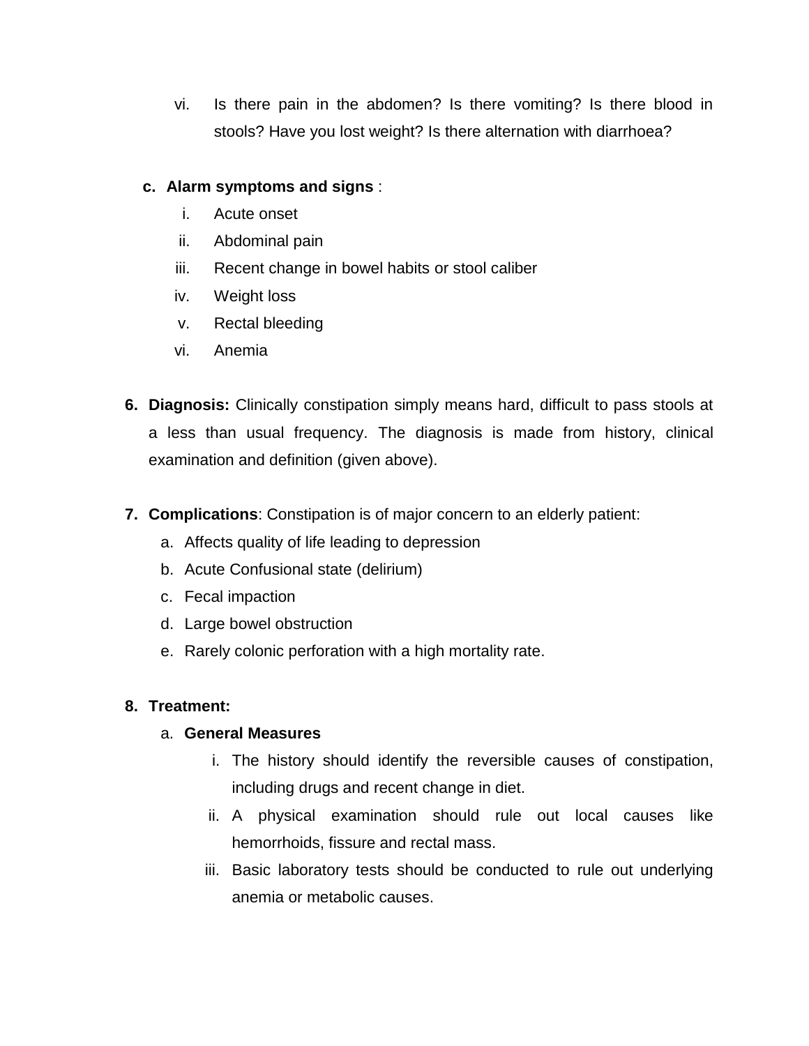vi. Is there pain in the abdomen? Is there vomiting? Is there blood in stools? Have you lost weight? Is there alternation with diarrhoea?

c. **Alarm symptoms and signs** :

i. Acute onset
ii. Abdominal pain
iii. Recent change in bowel habits or stool caliber
iv. Weight loss
v. Rectal bleeding
vi. Anemia

6. **Diagnosis:** Clinically constipation simply means hard, difficult to pass stools at a less than usual frequency. The diagnosis is made from history, clinical examination and definition (given above).

7. **Complications**: Constipation is of major concern to an elderly patient:

   a. Affects quality of life leading to depression
   b. Acute Confusional state (delirium)
   c. Fecal impaction
   d. Large bowel obstruction
   e. Rarely colonic perforation with a high mortality rate.

8. **Treatment:**

   a. **General Measures**

      i. The history should identify the reversible causes of constipation, including drugs and recent change in diet.
      ii. A physical examination should rule out local causes like hemorrhoids, fissure and rectal mass.
      iii. Basic laboratory tests should be conducted to rule out underlying anemia or metabolic causes.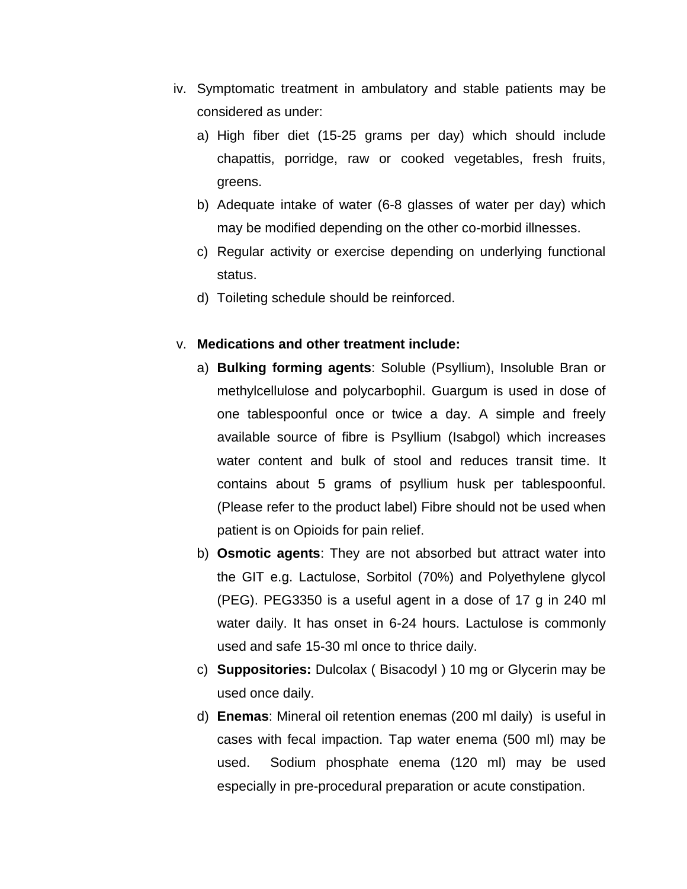iv. Symptomatic treatment in ambulatory and stable patients may be considered as under:

   a) High fiber diet (15-25 grams per day) which should include chapattis, porridge, raw or cooked vegetables, fresh fruits, greens.
   b) Adequate intake of water (6-8 glasses of water per day) which may be modified depending on the other co-morbid illnesses.
   c) Regular activity or exercise depending on underlying functional status.
   d) Toileting schedule should be reinforced.

v. **Medications and other treatment include:**

   a) **Bulking forming agents**: Soluble (Psyllium), Insoluble Bran or methylcellulose and polycarbophil. Guargum is used in dose of one tablespoonful once or twice a day. A simple and freely available source of fibre is Psyllium (Isabgol) which increases water content and bulk of stool and reduces transit time. It contains about 5 grams of psyllium husk per tablespoonful. (Please refer to the product label) Fibre should not be used when patient is on Opioids for pain relief.
   b) **Osmotic agents**: They are not absorbed but attract water into the GIT e.g. Lactulose, Sorbitol (70%) and Polyethylene glycol (PEG). PEG3350 is a useful agent in a dose of 17 g in 240 ml water daily. It has onset in 6-24 hours. Lactulose is commonly used and safe 15-30 ml once to thrice daily.
   c) **Suppositories:** Dulcolax ( Bisacodyl ) 10 mg or Glycerin may be used once daily.
   d) **Enemas**: Mineral oil retention enemas (200 ml daily) is useful in cases with fecal impaction. Tap water enema (500 ml) may be used. Sodium phosphate enema (120 ml) may be used especially in pre-procedural preparation or acute constipation.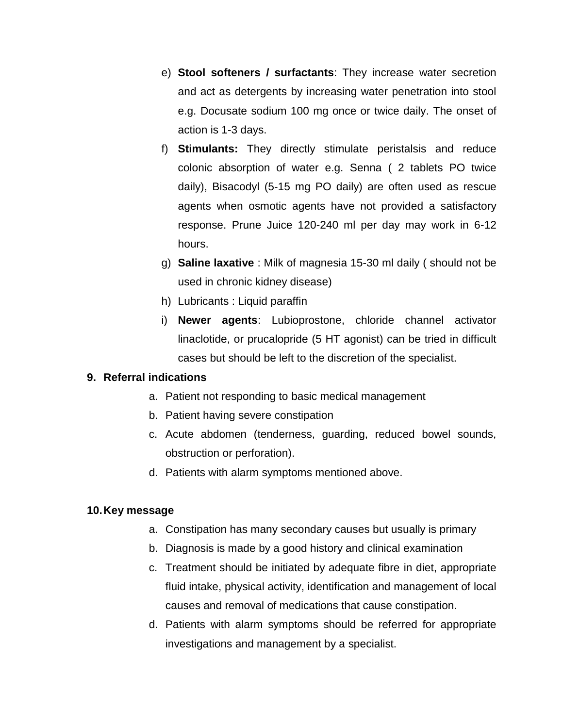e) **Stool softeners / surfactants**: They increase water secretion and act as detergents by increasing water penetration into stool e.g. Docusate sodium 100 mg once or twice daily. The onset of action is 1-3 days.

f) **Stimulants:** They directly stimulate peristalsis and reduce colonic absorption of water e.g. Senna ( 2 tablets PO twice daily), Bisacodyl (5-15 mg PO daily) are often used as rescue agents when osmotic agents have not provided a satisfactory response. Prune Juice 120-240 ml per day may work in 6-12 hours.

g) **Saline laxative** : Milk of magnesia 15-30 ml daily ( should not be used in chronic kidney disease)

h) Lubricants : Liquid paraffin

i) **Newer agents**: Lubioprostone, chloride channel activator linaclotide, or prucalopride (5 HT agonist) can be tried in difficult cases but should be left to the discretion of the specialist.

**9. Referral indications**

a. Patient not responding to basic medical management
b. Patient having severe constipation
c. Acute abdomen (tenderness, guarding, reduced bowel sounds, obstruction or perforation).
d. Patients with alarm symptoms mentioned above.

**10. Key message**

a. Constipation has many secondary causes but usually is primary
b. Diagnosis is made by a good history and clinical examination
c. Treatment should be initiated by adequate fibre in diet, appropriate fluid intake, physical activity, identification and management of local causes and removal of medications that cause constipation.
d. Patients with alarm symptoms should be referred for appropriate investigations and management by a specialist.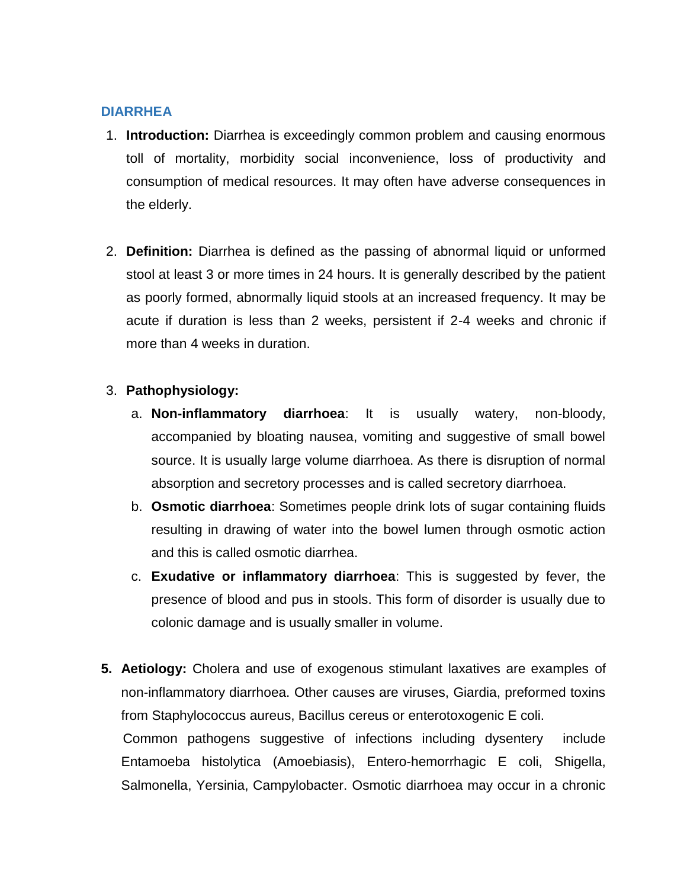## DIARRHEA

1. **Introduction:** Diarrhea is exceedingly common problem and causing enormous toll of mortality, morbidity social inconvenience, loss of productivity and consumption of medical resources. It may often have adverse consequences in the elderly.

2. **Definition:** Diarrhea is defined as the passing of abnormal liquid or unformed stool at least 3 or more times in 24 hours. It is generally described by the patient as poorly formed, abnormally liquid stools at an increased frequency. It may be acute if duration is less than 2 weeks, persistent if 2-4 weeks and chronic if more than 4 weeks in duration.

3. **Pathophysiology:**
   a. **Non-inflammatory diarrhoea**: It is usually watery, non-bloody, accompanied by bloating nausea, vomiting and suggestive of small bowel source. It is usually large volume diarrhoea. As there is disruption of normal absorption and secretory processes and is called secretory diarrhoea.
   b. **Osmotic diarrhoea**: Sometimes people drink lots of sugar containing fluids resulting in drawing of water into the bowel lumen through osmotic action and this is called osmotic diarrhea.
   c. **Exudative or inflammatory diarrhoea**: This is suggested by fever, the presence of blood and pus in stools. This form of disorder is usually due to colonic damage and is usually smaller in volume.

5. **Aetiology:** Cholera and use of exogenous stimulant laxatives are examples of non-inflammatory diarrhoea. Other causes are viruses, Giardia, preformed toxins from Staphylococcus aureus, Bacillus cereus or enterotoxogenic E coli.
   Common pathogens suggestive of infections including dysentery include Entamoeba histolytica (Amoebiasis), Entero-hemorrhagic E coli, Shigella, Salmonella, Yersinia, Campylobacter. Osmotic diarrhoea may occur in a chronic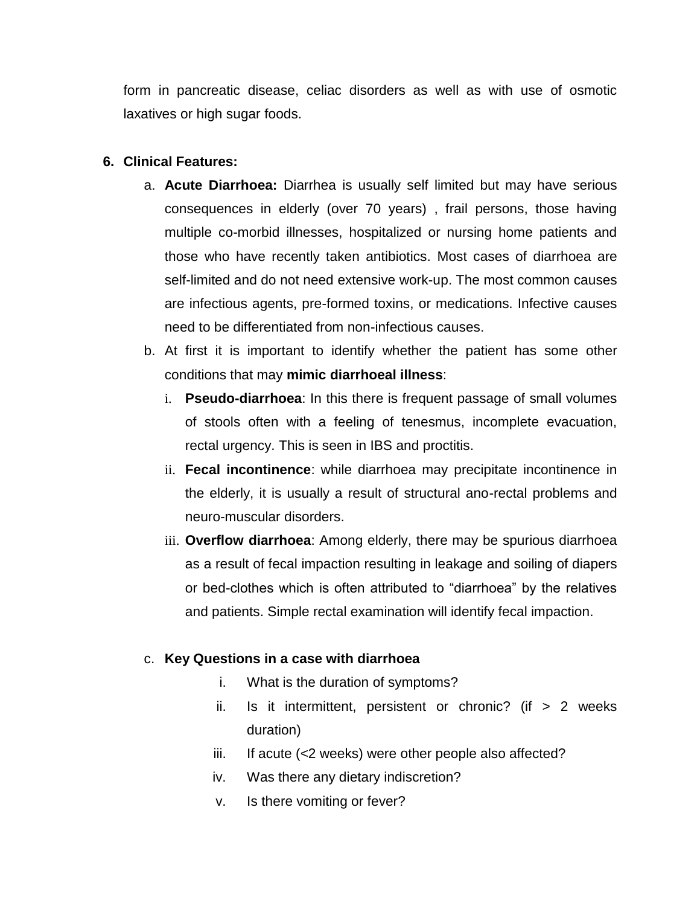form in pancreatic disease, celiac disorders as well as with use of osmotic laxatives or high sugar foods.

6. **Clinical Features:**

   a. **Acute Diarrhoea:** Diarrhea is usually self limited but may have serious consequences in elderly (over 70 years) , frail persons, those having multiple co-morbid illnesses, hospitalized or nursing home patients and those who have recently taken antibiotics. Most cases of diarrhoea are self-limited and do not need extensive work-up. The most common causes are infectious agents, pre-formed toxins, or medications. Infective causes need to be differentiated from non-infectious causes.

   b. At first it is important to identify whether the patient has some other conditions that may **mimic diarrhoeal illness**:

      i. **Pseudo-diarrhoea**: In this there is frequent passage of small volumes of stools often with a feeling of tenesmus, incomplete evacuation, rectal urgency. This is seen in IBS and proctitis.

      ii. **Fecal incontinence**: while diarrhoea may precipitate incontinence in the elderly, it is usually a result of structural ano-rectal problems and neuro-muscular disorders.

      iii. **Overflow diarrhoea**: Among elderly, there may be spurious diarrhoea as a result of fecal impaction resulting in leakage and soiling of diapers or bed-clothes which is often attributed to "diarrhoea" by the relatives and patients. Simple rectal examination will identify fecal impaction.

   c. **Key Questions in a case with diarrhoea**

      i. What is the duration of symptoms?

      ii. Is it intermittent, persistent or chronic? (if > 2 weeks duration)

      iii. If acute (<2 weeks) were other people also affected?

      iv. Was there any dietary indiscretion?

      v. Is there vomiting or fever?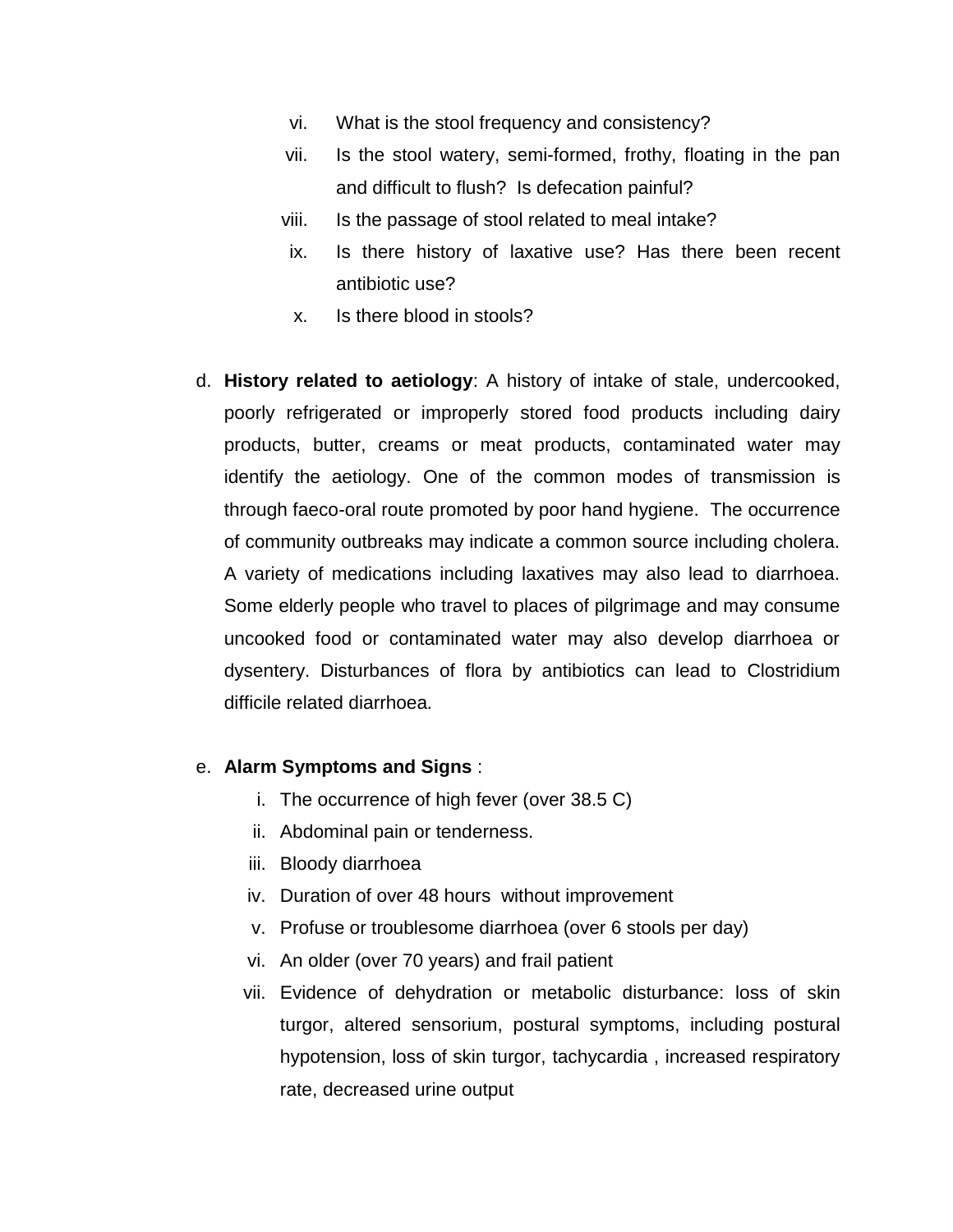vi. What is the stool frequency and consistency?

vii. Is the stool watery, semi-formed, frothy, floating in the pan and difficult to flush? Is defecation painful?

viii. Is the passage of stool related to meal intake?

ix. Is there history of laxative use? Has there been recent antibiotic use?

x. Is there blood in stools?

d. **History related to aetiology**: A history of intake of stale, undercooked, poorly refrigerated or improperly stored food products including dairy products, butter, creams or meat products, contaminated water may identify the aetiology. One of the common modes of transmission is through faeco-oral route promoted by poor hand hygiene. The occurrence of community outbreaks may indicate a common source including cholera. A variety of medications including laxatives may also lead to diarrhoea. Some elderly people who travel to places of pilgrimage and may consume uncooked food or contaminated water may also develop diarrhoea or dysentery. Disturbances of flora by antibiotics can lead to Clostridium difficile related diarrhoea.

e. **Alarm Symptoms and Signs** :

i. The occurrence of high fever (over 38.5 C)

ii. Abdominal pain or tenderness.

iii. Bloody diarrhoea

iv. Duration of over 48 hours without improvement

v. Profuse or troublesome diarrhoea (over 6 stools per day)

vi. An older (over 70 years) and frail patient

vii. Evidence of dehydration or metabolic disturbance: loss of skin turgor, altered sensorium, postural symptoms, including postural hypotension, loss of skin turgor, tachycardia , increased respiratory rate, decreased urine output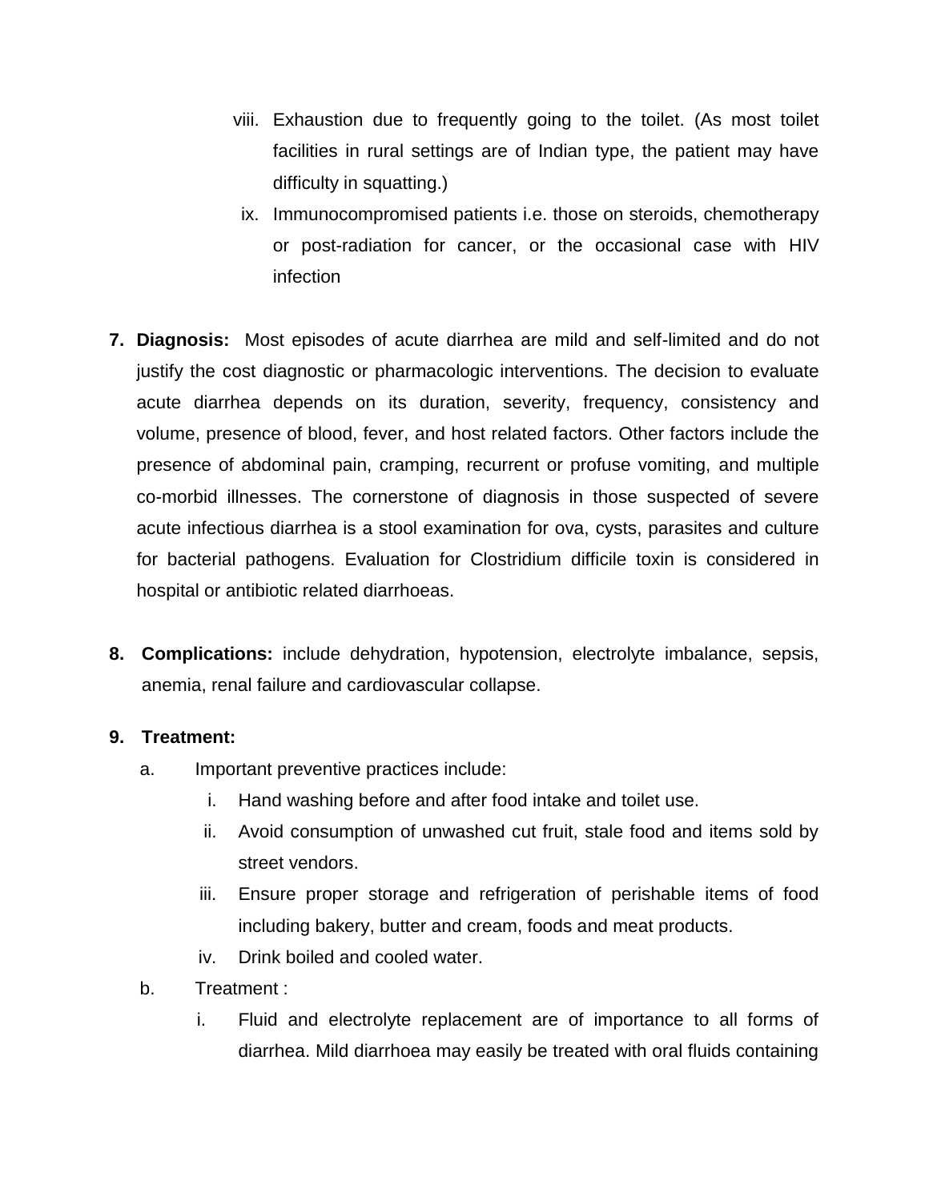viii. Exhaustion due to frequently going to the toilet. (As most toilet facilities in rural settings are of Indian type, the patient may have difficulty in squatting.)

ix. Immunocompromised patients i.e. those on steroids, chemotherapy or post-radiation for cancer, or the occasional case with HIV infection

7. **Diagnosis:** Most episodes of acute diarrhea are mild and self-limited and do not justify the cost diagnostic or pharmacologic interventions. The decision to evaluate acute diarrhea depends on its duration, severity, frequency, consistency and volume, presence of blood, fever, and host related factors. Other factors include the presence of abdominal pain, cramping, recurrent or profuse vomiting, and multiple co-morbid illnesses. The cornerstone of diagnosis in those suspected of severe acute infectious diarrhea is a stool examination for ova, cysts, parasites and culture for bacterial pathogens. Evaluation for Clostridium difficile toxin is considered in hospital or antibiotic related diarrhoeas.

8. **Complications:** include dehydration, hypotension, electrolyte imbalance, sepsis, anemia, renal failure and cardiovascular collapse.

9. **Treatment:**

   a. Important preventive practices include:

      i. Hand washing before and after food intake and toilet use.

      ii. Avoid consumption of unwashed cut fruit, stale food and items sold by street vendors.

      iii. Ensure proper storage and refrigeration of perishable items of food including bakery, butter and cream, foods and meat products.

      iv. Drink boiled and cooled water.

   b. Treatment :

      i. Fluid and electrolyte replacement are of importance to all forms of diarrhea. Mild diarrhoea may easily be treated with oral fluids containing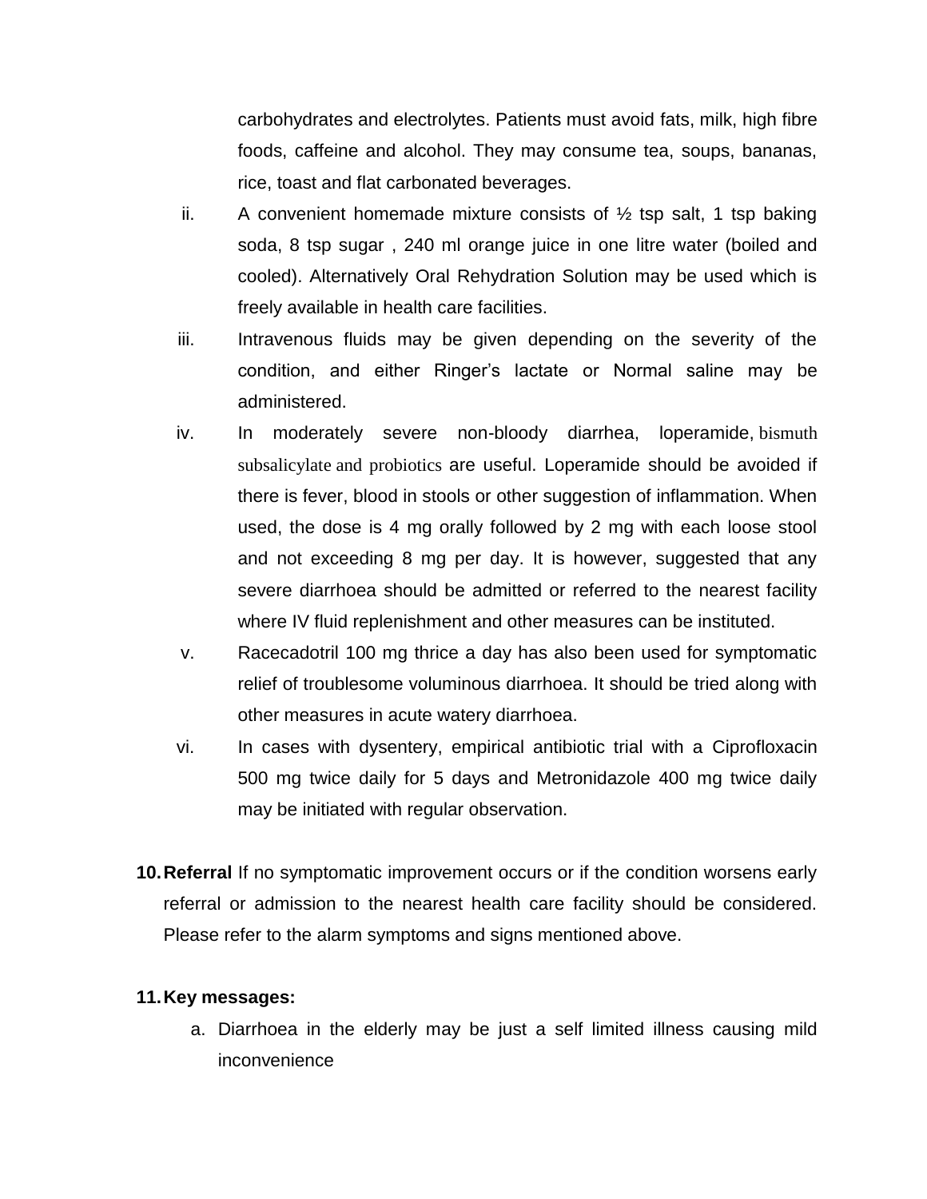carbohydrates and electrolytes. Patients must avoid fats, milk, high fibre foods, caffeine and alcohol. They may consume tea, soups, bananas, rice, toast and flat carbonated beverages.

ii. A convenient homemade mixture consists of ½ tsp salt, 1 tsp baking soda, 8 tsp sugar , 240 ml orange juice in one litre water (boiled and cooled). Alternatively Oral Rehydration Solution may be used which is freely available in health care facilities.

iii. Intravenous fluids may be given depending on the severity of the condition, and either Ringer's lactate or Normal saline may be administered.

iv. In moderately severe non-bloody diarrhea, loperamide, bismuth subsalicylate and probiotics are useful. Loperamide should be avoided if there is fever, blood in stools or other suggestion of inflammation. When used, the dose is 4 mg orally followed by 2 mg with each loose stool and not exceeding 8 mg per day. It is however, suggested that any severe diarrhoea should be admitted or referred to the nearest facility where IV fluid replenishment and other measures can be instituted.

v. Racecadotril 100 mg thrice a day has also been used for symptomatic relief of troublesome voluminous diarrhoea. It should be tried along with other measures in acute watery diarrhoea.

vi. In cases with dysentery, empirical antibiotic trial with a Ciprofloxacin 500 mg twice daily for 5 days and Metronidazole 400 mg twice daily may be initiated with regular observation.

**10. Referral** If no symptomatic improvement occurs or if the condition worsens early referral or admission to the nearest health care facility should be considered. Please refer to the alarm symptoms and signs mentioned above.

**11. Key messages:**

a. Diarrhoea in the elderly may be just a self limited illness causing mild inconvenience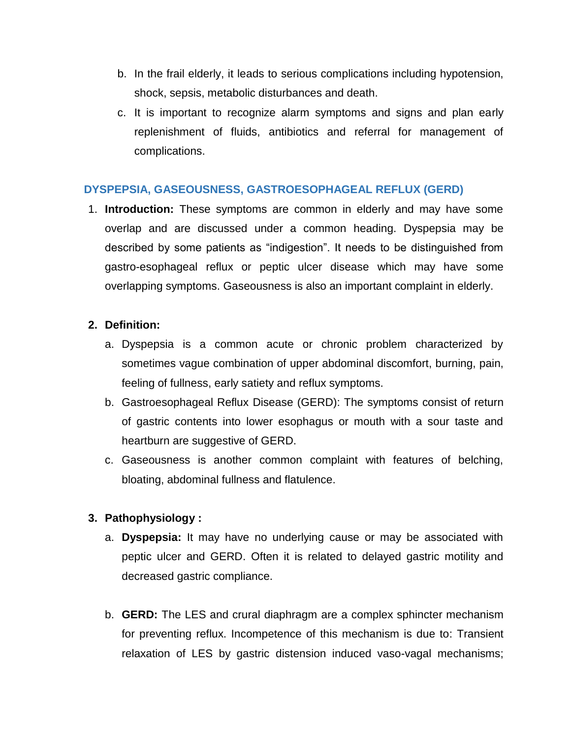b. In the frail elderly, it leads to serious complications including hypotension, shock, sepsis, metabolic disturbances and death.

c. It is important to recognize alarm symptoms and signs and plan early replenishment of fluids, antibiotics and referral for management of complications.

## DYSPEPSIA, GASEOUSNESS, GASTROESOPHAGEAL REFLUX (GERD)

1. **Introduction:** These symptoms are common in elderly and may have some overlap and are discussed under a common heading. Dyspepsia may be described by some patients as "indigestion". It needs to be distinguished from gastro-esophageal reflux or peptic ulcer disease which may have some overlapping symptoms. Gaseousness is also an important complaint in elderly.

2. **Definition:**
   a. Dyspepsia is a common acute or chronic problem characterized by sometimes vague combination of upper abdominal discomfort, burning, pain, feeling of fullness, early satiety and reflux symptoms.
   b. Gastroesophageal Reflux Disease (GERD): The symptoms consist of return of gastric contents into lower esophagus or mouth with a sour taste and heartburn are suggestive of GERD.
   c. Gaseousness is another common complaint with features of belching, bloating, abdominal fullness and flatulence.

3. **Pathophysiology :**
   a. **Dyspepsia:** It may have no underlying cause or may be associated with peptic ulcer and GERD. Often it is related to delayed gastric motility and decreased gastric compliance.

   b. **GERD:** The LES and crural diaphragm are a complex sphincter mechanism for preventing reflux. Incompetence of this mechanism is due to: Transient relaxation of LES by gastric distension induced vaso-vagal mechanisms;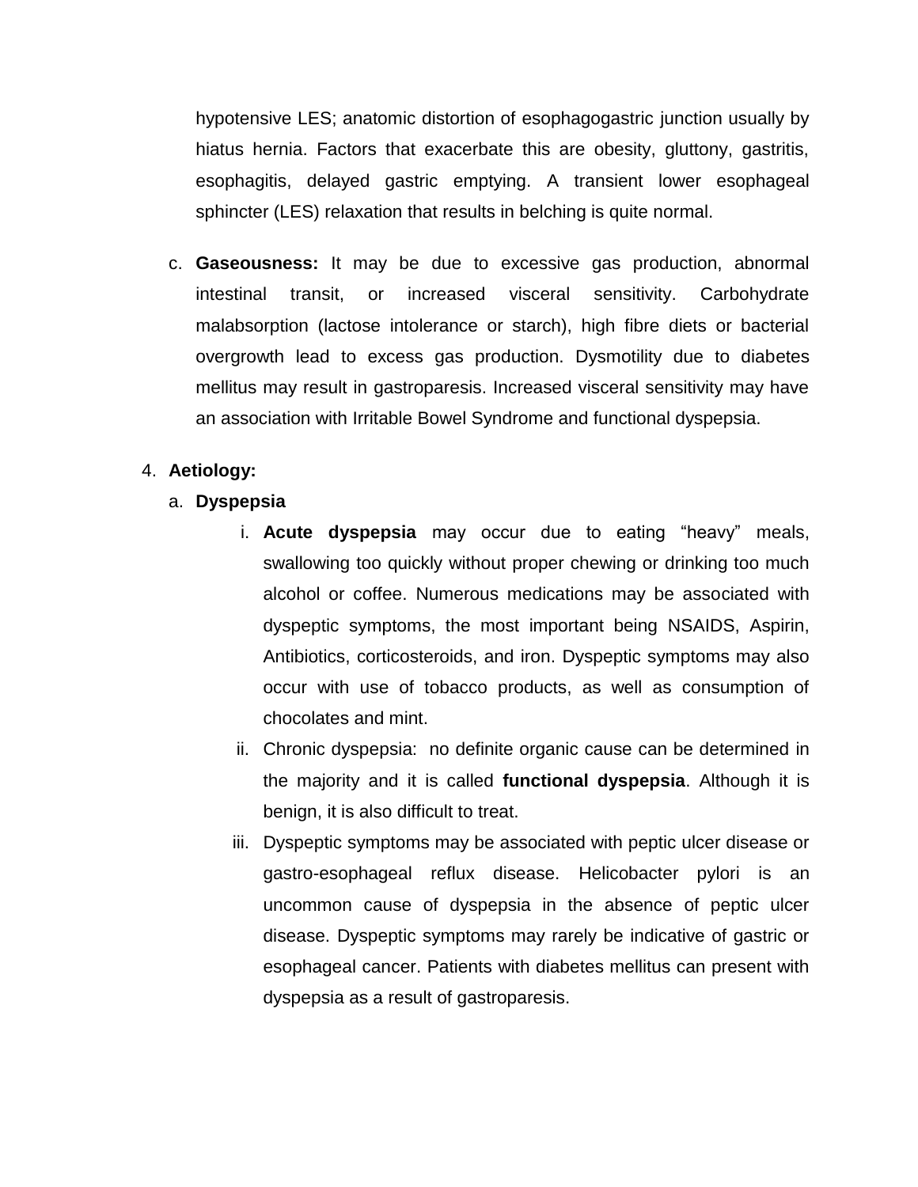hypotensive LES; anatomic distortion of esophagogastric junction usually by hiatus hernia. Factors that exacerbate this are obesity, gluttony, gastritis, esophagitis, delayed gastric emptying. A transient lower esophageal sphincter (LES) relaxation that results in belching is quite normal.

c. **Gaseousness:** It may be due to excessive gas production, abnormal intestinal transit, or increased visceral sensitivity. Carbohydrate malabsorption (lactose intolerance or starch), high fibre diets or bacterial overgrowth lead to excess gas production. Dysmotility due to diabetes mellitus may result in gastroparesis. Increased visceral sensitivity may have an association with Irritable Bowel Syndrome and functional dyspepsia.

4. **Aetiology:**

a. **Dyspepsia**

i. **Acute dyspepsia** may occur due to eating “heavy” meals, swallowing too quickly without proper chewing or drinking too much alcohol or coffee. Numerous medications may be associated with dyspeptic symptoms, the most important being NSAIDS, Aspirin, Antibiotics, corticosteroids, and iron. Dyspeptic symptoms may also occur with use of tobacco products, as well as consumption of chocolates and mint.

ii. Chronic dyspepsia: no definite organic cause can be determined in the majority and it is called **functional dyspepsia**. Although it is benign, it is also difficult to treat.

iii. Dyspeptic symptoms may be associated with peptic ulcer disease or gastro-esophageal reflux disease. Helicobacter pylori is an uncommon cause of dyspepsia in the absence of peptic ulcer disease. Dyspeptic symptoms may rarely be indicative of gastric or esophageal cancer. Patients with diabetes mellitus can present with dyspepsia as a result of gastroparesis.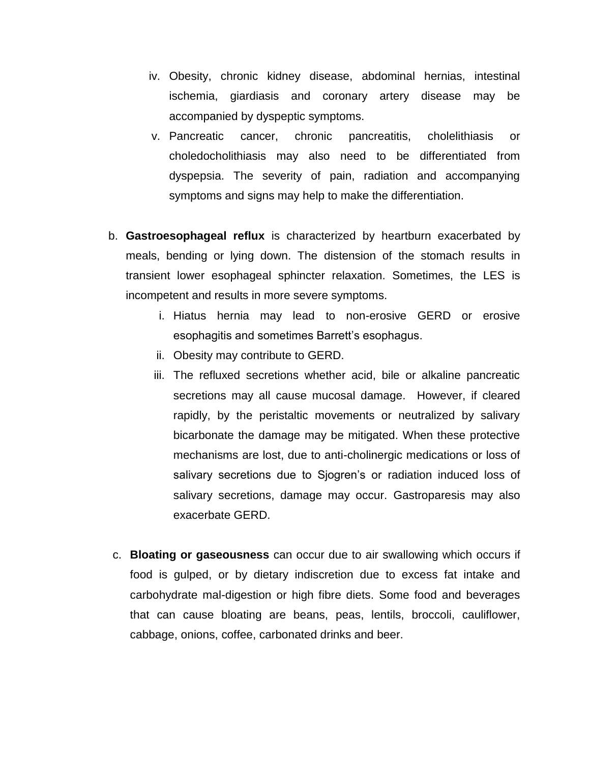iv. Obesity, chronic kidney disease, abdominal hernias, intestinal ischemia, giardiasis and coronary artery disease may be accompanied by dyspeptic symptoms.

v. Pancreatic cancer, chronic pancreatitis, cholelithiasis or choledocholithiasis may also need to be differentiated from dyspepsia. The severity of pain, radiation and accompanying symptoms and signs may help to make the differentiation.

b. **Gastroesophageal reflux** is characterized by heartburn exacerbated by meals, bending or lying down. The distension of the stomach results in transient lower esophageal sphincter relaxation. Sometimes, the LES is incompetent and results in more severe symptoms.

   i. Hiatus hernia may lead to non-erosive GERD or erosive esophagitis and sometimes Barrett's esophagus.

   ii. Obesity may contribute to GERD.

   iii. The refluxed secretions whether acid, bile or alkaline pancreatic secretions may all cause mucosal damage. However, if cleared rapidly, by the peristaltic movements or neutralized by salivary bicarbonate the damage may be mitigated. When these protective mechanisms are lost, due to anti-cholinergic medications or loss of salivary secretions due to Sjogren's or radiation induced loss of salivary secretions, damage may occur. Gastroparesis may also exacerbate GERD.

c. **Bloating or gaseousness** can occur due to air swallowing which occurs if food is gulped, or by dietary indiscretion due to excess fat intake and carbohydrate mal-digestion or high fibre diets. Some food and beverages that can cause bloating are beans, peas, lentils, broccoli, cauliflower, cabbage, onions, coffee, carbonated drinks and beer.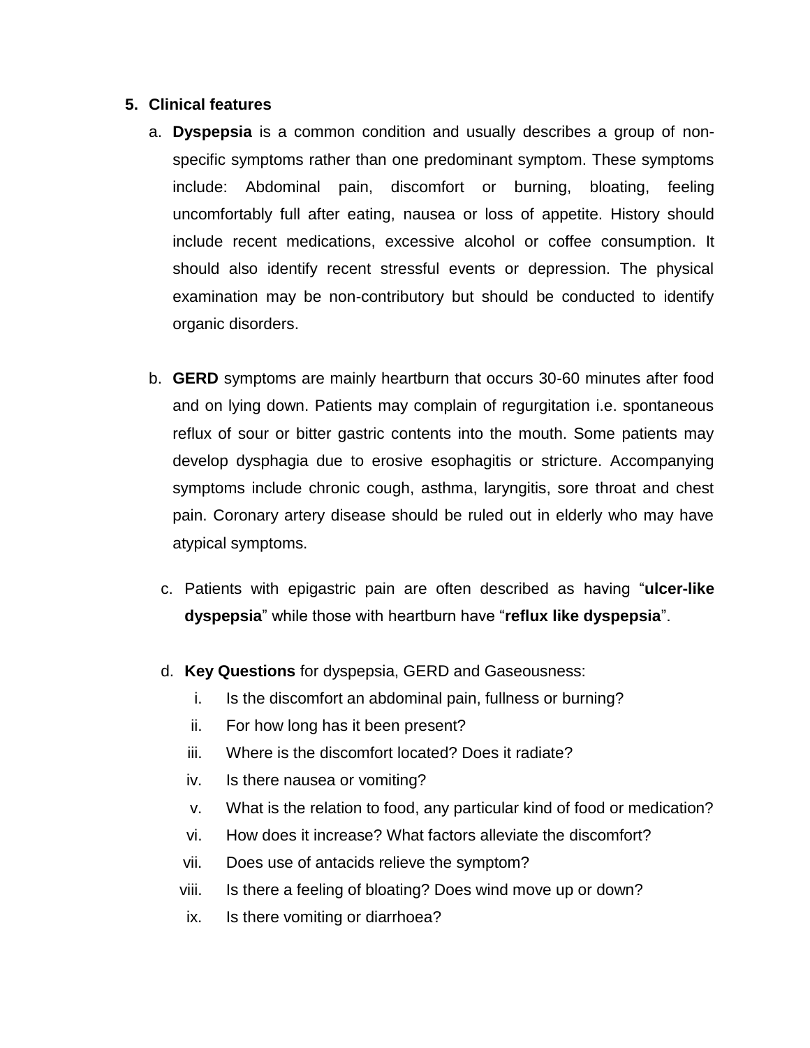5. **Clinical features**

   a. **Dyspepsia** is a common condition and usually describes a group of non-specific symptoms rather than one predominant symptom. These symptoms include: Abdominal pain, discomfort or burning, bloating, feeling uncomfortably full after eating, nausea or loss of appetite. History should include recent medications, excessive alcohol or coffee consumption. It should also identify recent stressful events or depression. The physical examination may be non-contributory but should be conducted to identify organic disorders.

   b. **GERD** symptoms are mainly heartburn that occurs 30-60 minutes after food and on lying down. Patients may complain of regurgitation i.e. spontaneous reflux of sour or bitter gastric contents into the mouth. Some patients may develop dysphagia due to erosive esophagitis or stricture. Accompanying symptoms include chronic cough, asthma, laryngitis, sore throat and chest pain. Coronary artery disease should be ruled out in elderly who may have atypical symptoms.

   c. Patients with epigastric pain are often described as having "**ulcer-like dyspepsia**" while those with heartburn have "**reflux like dyspepsia**".

   d. **Key Questions** for dyspepsia, GERD and Gaseousness:

      i. Is the discomfort an abdominal pain, fullness or burning?
      ii. For how long has it been present?
      iii. Where is the discomfort located? Does it radiate?
      iv. Is there nausea or vomiting?
      v. What is the relation to food, any particular kind of food or medication?
      vi. How does it increase? What factors alleviate the discomfort?
      vii. Does use of antacids relieve the symptom?
      viii. Is there a feeling of bloating? Does wind move up or down?
      ix. Is there vomiting or diarrhoea?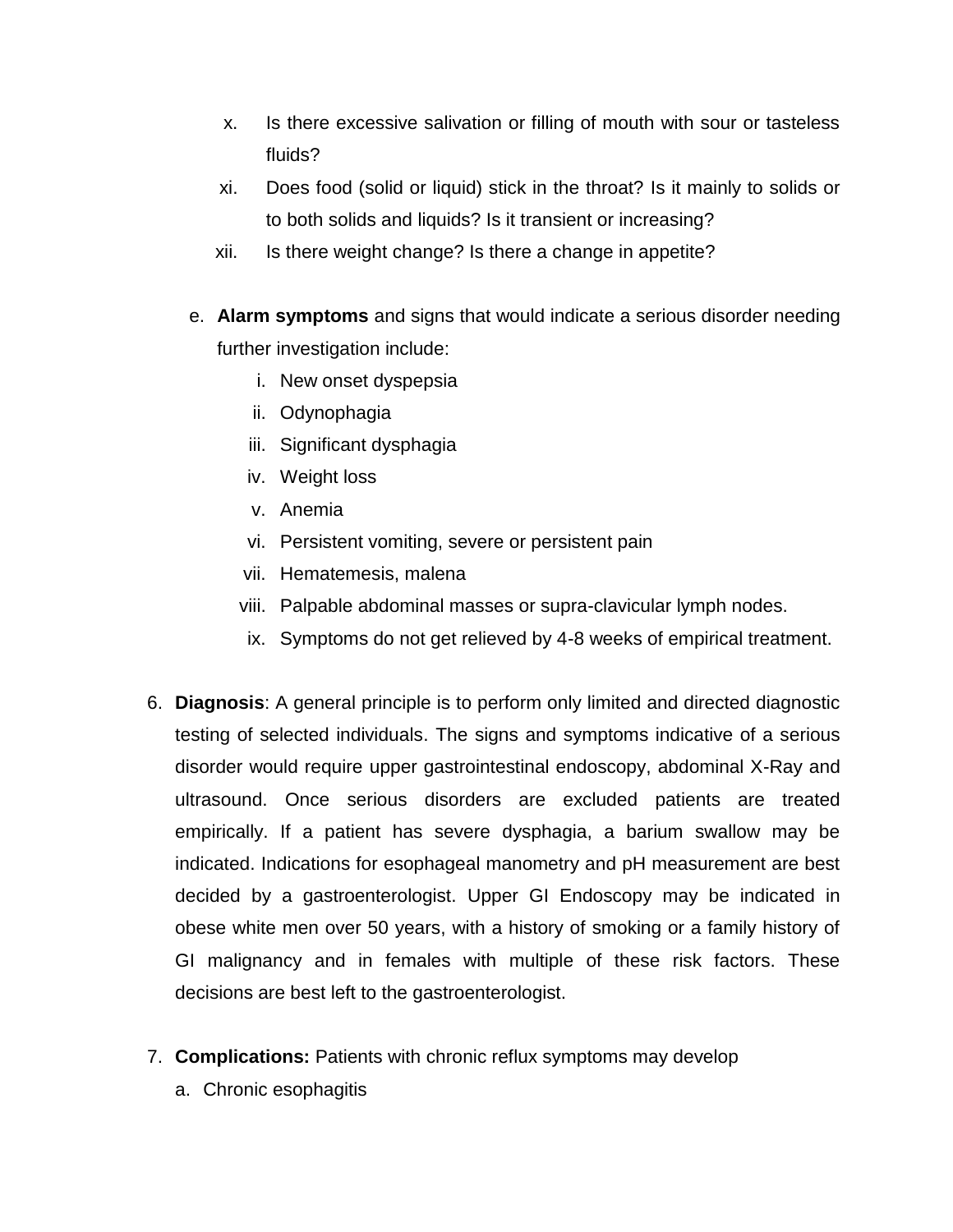x. Is there excessive salivation or filling of mouth with sour or tasteless fluids?

xi. Does food (solid or liquid) stick in the throat? Is it mainly to solids or to both solids and liquids? Is it transient or increasing?

xii. Is there weight change? Is there a change in appetite?

e. **Alarm symptoms** and signs that would indicate a serious disorder needing further investigation include:

   i. New onset dyspepsia
   ii. Odynophagia
   iii. Significant dysphagia
   iv. Weight loss
   v. Anemia
   vi. Persistent vomiting, severe or persistent pain
   vii. Hematemesis, malena
   viii. Palpable abdominal masses or supra-clavicular lymph nodes.
   ix. Symptoms do not get relieved by 4-8 weeks of empirical treatment.

6. **Diagnosis**: A general principle is to perform only limited and directed diagnostic testing of selected individuals. The signs and symptoms indicative of a serious disorder would require upper gastrointestinal endoscopy, abdominal X-Ray and ultrasound. Once serious disorders are excluded patients are treated empirically. If a patient has severe dysphagia, a barium swallow may be indicated. Indications for esophageal manometry and pH measurement are best decided by a gastroenterologist. Upper GI Endoscopy may be indicated in obese white men over 50 years, with a history of smoking or a family history of GI malignancy and in females with multiple of these risk factors. These decisions are best left to the gastroenterologist.

7. **Complications:** Patients with chronic reflux symptoms may develop

   a. Chronic esophagitis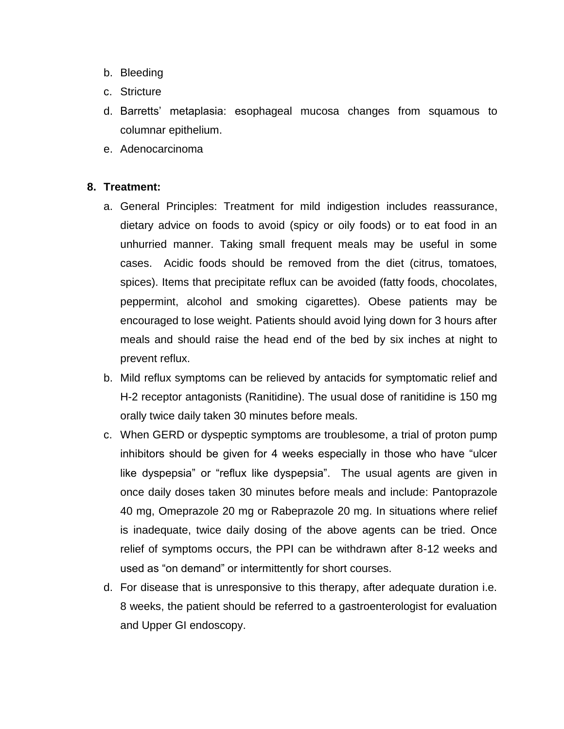b. Bleeding
c. Stricture
d. Barretts' metaplasia: esophageal mucosa changes from squamous to columnar epithelium.
e. Adenocarcinoma

8. **Treatment:**
   a. General Principles: Treatment for mild indigestion includes reassurance, dietary advice on foods to avoid (spicy or oily foods) or to eat food in an unhurried manner. Taking small frequent meals may be useful in some cases. Acidic foods should be removed from the diet (citrus, tomatoes, spices). Items that precipitate reflux can be avoided (fatty foods, chocolates, peppermint, alcohol and smoking cigarettes). Obese patients may be encouraged to lose weight. Patients should avoid lying down for 3 hours after meals and should raise the head end of the bed by six inches at night to prevent reflux.
   b. Mild reflux symptoms can be relieved by antacids for symptomatic relief and H-2 receptor antagonists (Ranitidine). The usual dose of ranitidine is 150 mg orally twice daily taken 30 minutes before meals.
   c. When GERD or dyspeptic symptoms are troublesome, a trial of proton pump inhibitors should be given for 4 weeks especially in those who have "ulcer like dyspepsia" or "reflux like dyspepsia". The usual agents are given in once daily doses taken 30 minutes before meals and include: Pantoprazole 40 mg, Omeprazole 20 mg or Rabeprazole 20 mg. In situations where relief is inadequate, twice daily dosing of the above agents can be tried. Once relief of symptoms occurs, the PPI can be withdrawn after 8-12 weeks and used as "on demand" or intermittently for short courses.
   d. For disease that is unresponsive to this therapy, after adequate duration i.e. 8 weeks, the patient should be referred to a gastroenterologist for evaluation and Upper GI endoscopy.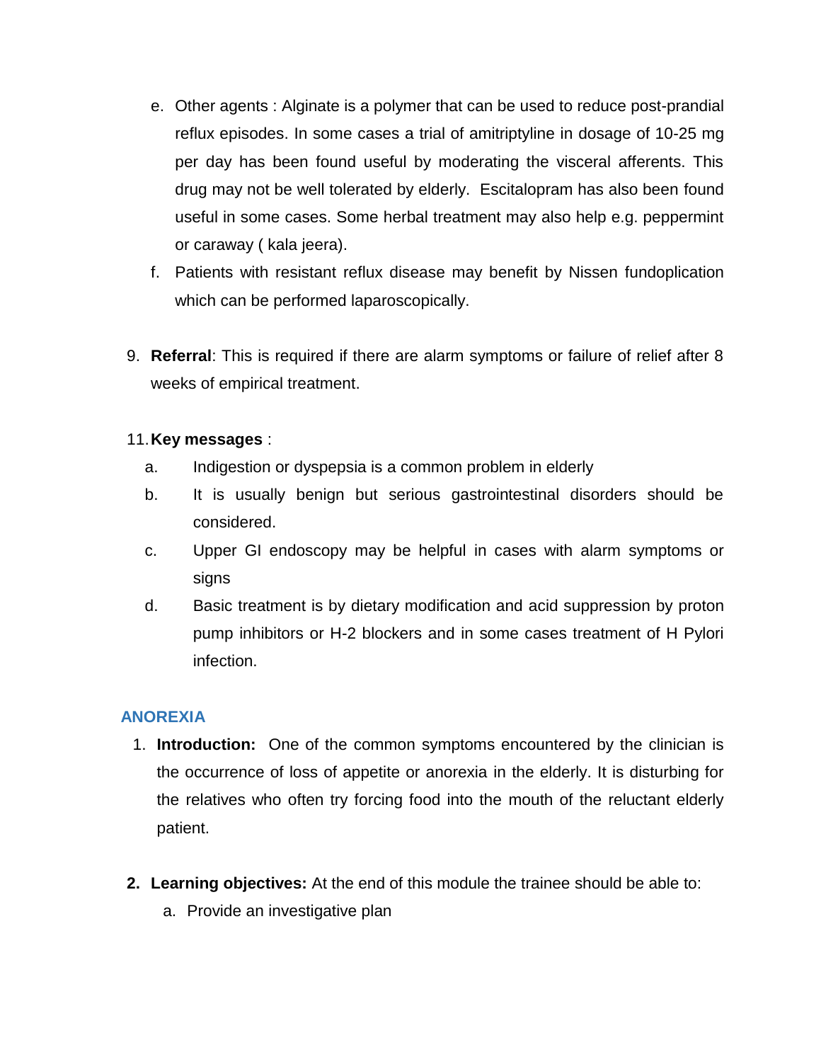e. Other agents : Alginate is a polymer that can be used to reduce post-prandial reflux episodes. In some cases a trial of amitriptyline in dosage of 10-25 mg per day has been found useful by moderating the visceral afferents. This drug may not be well tolerated by elderly. Escitalopram has also been found useful in some cases. Some herbal treatment may also help e.g. peppermint or caraway ( kala jeera).

f. Patients with resistant reflux disease may benefit by Nissen fundoplication which can be performed laparoscopically.

9. **Referral**: This is required if there are alarm symptoms or failure of relief after 8 weeks of empirical treatment.

11. **Key messages** :

   a. Indigestion or dyspepsia is a common problem in elderly

   b. It is usually benign but serious gastrointestinal disorders should be considered.

   c. Upper GI endoscopy may be helpful in cases with alarm symptoms or signs

   d. Basic treatment is by dietary modification and acid suppression by proton pump inhibitors or H-2 blockers and in some cases treatment of H Pylori infection.

## ANOREXIA

1. **Introduction:** One of the common symptoms encountered by the clinician is the occurrence of loss of appetite or anorexia in the elderly. It is disturbing for the relatives who often try forcing food into the mouth of the reluctant elderly patient.

2. **Learning objectives:** At the end of this module the trainee should be able to:

   a. Provide an investigative plan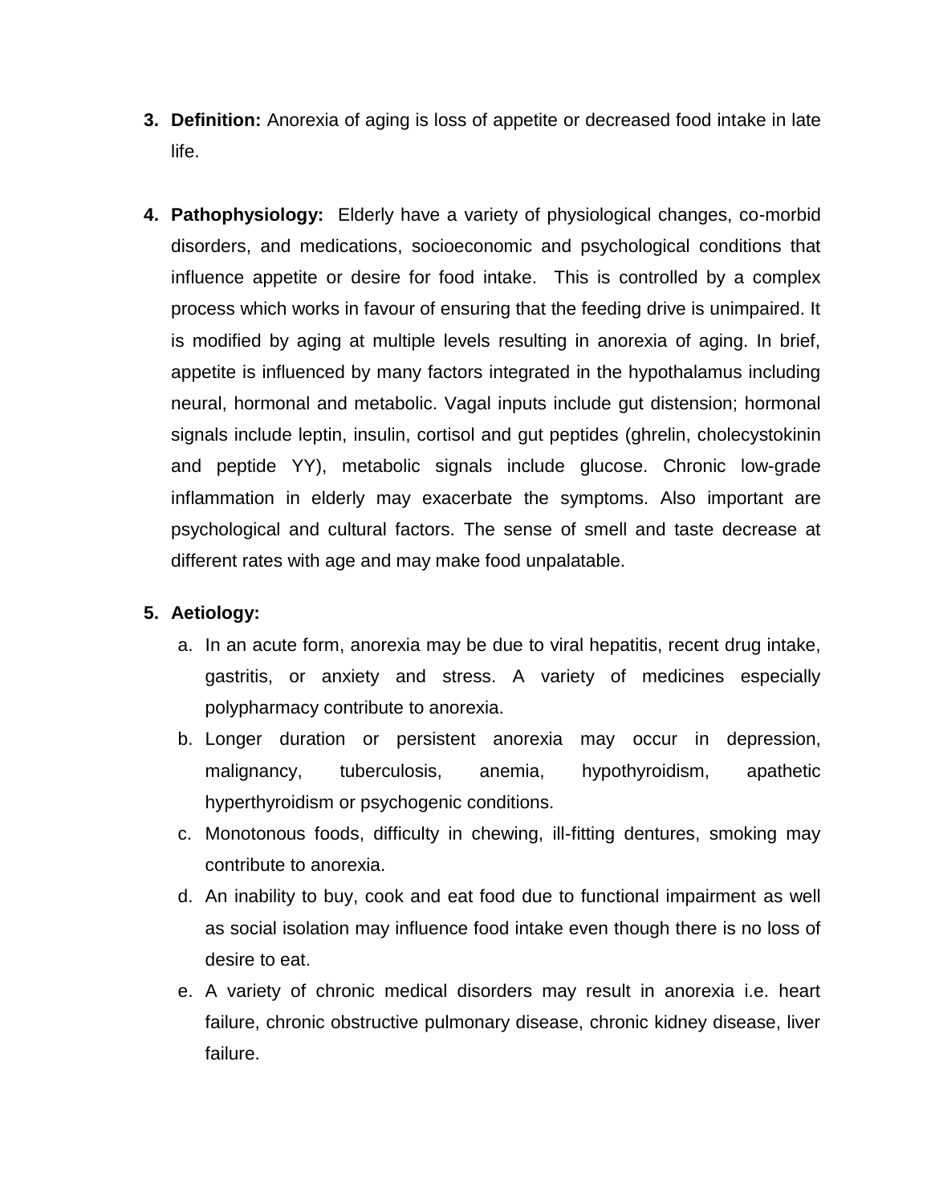3. **Definition:** Anorexia of aging is loss of appetite or decreased food intake in late life.

4. **Pathophysiology:** Elderly have a variety of physiological changes, co-morbid disorders, and medications, socioeconomic and psychological conditions that influence appetite or desire for food intake. This is controlled by a complex process which works in favour of ensuring that the feeding drive is unimpaired. It is modified by aging at multiple levels resulting in anorexia of aging. In brief, appetite is influenced by many factors integrated in the hypothalamus including neural, hormonal and metabolic. Vagal inputs include gut distension; hormonal signals include leptin, insulin, cortisol and gut peptides (ghrelin, cholecystokinin and peptide YY), metabolic signals include glucose. Chronic low-grade inflammation in elderly may exacerbate the symptoms. Also important are psychological and cultural factors. The sense of smell and taste decrease at different rates with age and may make food unpalatable.

5. **Aetiology:**
   a. In an acute form, anorexia may be due to viral hepatitis, recent drug intake, gastritis, or anxiety and stress. A variety of medicines especially polypharmacy contribute to anorexia.
   b. Longer duration or persistent anorexia may occur in depression, malignancy, tuberculosis, anemia, hypothyroidism, apathetic hyperthyroidism or psychogenic conditions.
   c. Monotonous foods, difficulty in chewing, ill-fitting dentures, smoking may contribute to anorexia.
   d. An inability to buy, cook and eat food due to functional impairment as well as social isolation may influence food intake even though there is no loss of desire to eat.
   e. A variety of chronic medical disorders may result in anorexia i.e. heart failure, chronic obstructive pulmonary disease, chronic kidney disease, liver failure.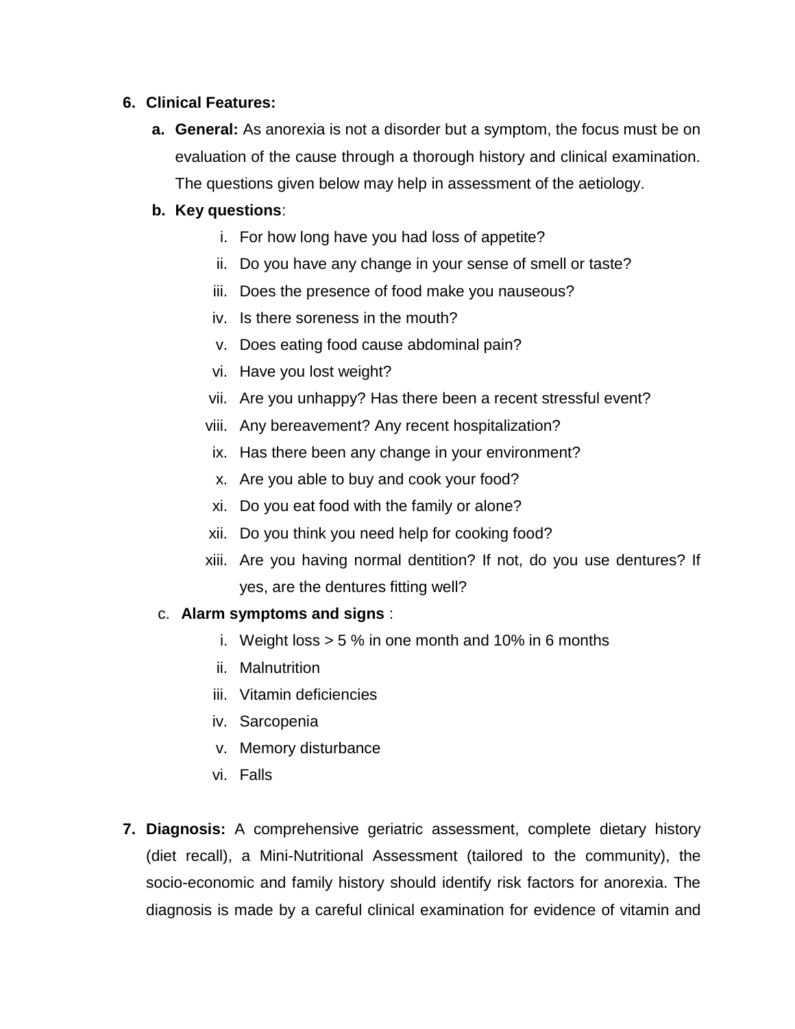6. **Clinical Features:**

   a. **General:** As anorexia is not a disorder but a symptom, the focus must be on evaluation of the cause through a thorough history and clinical examination. The questions given below may help in assessment of the aetiology.

   b. **Key questions**:

      i. For how long have you had loss of appetite?
      ii. Do you have any change in your sense of smell or taste?
      iii. Does the presence of food make you nauseous?
      iv. Is there soreness in the mouth?
      v. Does eating food cause abdominal pain?
      vi. Have you lost weight?
      vii. Are you unhappy? Has there been a recent stressful event?
      viii. Any bereavement? Any recent hospitalization?
      ix. Has there been any change in your environment?
      x. Are you able to buy and cook your food?
      xi. Do you eat food with the family or alone?
      xii. Do you think you need help for cooking food?
      xiii. Are you having normal dentition? If not, do you use dentures? If yes, are the dentures fitting well?

   c. **Alarm symptoms and signs** :

      i. Weight loss > 5 % in one month and 10% in 6 months
      ii. Malnutrition
      iii. Vitamin deficiencies
      iv. Sarcopenia
      v. Memory disturbance
      vi. Falls

7. **Diagnosis:** A comprehensive geriatric assessment, complete dietary history (diet recall), a Mini-Nutritional Assessment (tailored to the community), the socio-economic and family history should identify risk factors for anorexia. The diagnosis is made by a careful clinical examination for evidence of vitamin and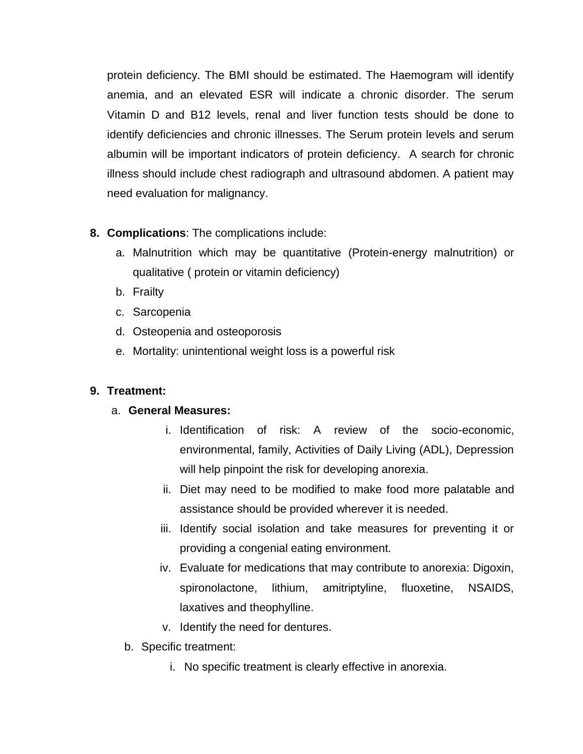protein deficiency. The BMI should be estimated. The Haemogram will identify anemia, and an elevated ESR will indicate a chronic disorder. The serum Vitamin D and B12 levels, renal and liver function tests should be done to identify deficiencies and chronic illnesses. The Serum protein levels and serum albumin will be important indicators of protein deficiency. A search for chronic illness should include chest radiograph and ultrasound abdomen. A patient may need evaluation for malignancy.

8. **Complications**: The complications include:
    a. Malnutrition which may be quantitative (Protein-energy malnutrition) or qualitative ( protein or vitamin deficiency)
    b. Frailty
    c. Sarcopenia
    d. Osteopenia and osteoporosis
    e. Mortality: unintentional weight loss is a powerful risk

9. **Treatment:**
    a. **General Measures:**
        i. Identification of risk: A review of the socio-economic, environmental, family, Activities of Daily Living (ADL), Depression will help pinpoint the risk for developing anorexia.
        ii. Diet may need to be modified to make food more palatable and assistance should be provided wherever it is needed.
        iii. Identify social isolation and take measures for preventing it or providing a congenial eating environment.
        iv. Evaluate for medications that may contribute to anorexia: Digoxin, spironolactone, lithium, amitriptyline, fluoxetine, NSAIDS, laxatives and theophylline.
        v. Identify the need for dentures.
    b. Specific treatment:
        i. No specific treatment is clearly effective in anorexia.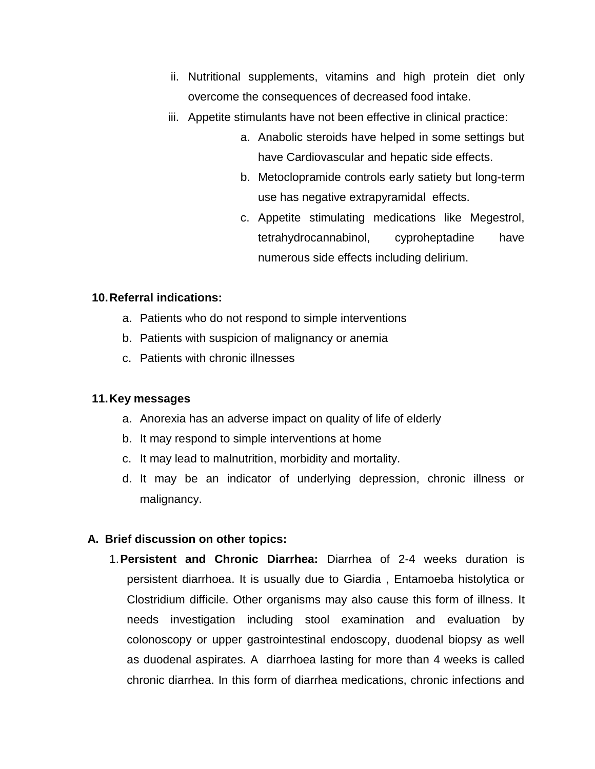ii. Nutritional supplements, vitamins and high protein diet only overcome the consequences of decreased food intake.

iii. Appetite stimulants have not been effective in clinical practice:

   a. Anabolic steroids have helped in some settings but have Cardiovascular and hepatic side effects.
   b. Metoclopramide controls early satiety but long-term use has negative extrapyramidal effects.
   c. Appetite stimulating medications like Megestrol, tetrahydrocannabinol, cyproheptadine have numerous side effects including delirium.

**10. Referral indications:**

a. Patients who do not respond to simple interventions
b. Patients with suspicion of malignancy or anemia
c. Patients with chronic illnesses

**11. Key messages**

a. Anorexia has an adverse impact on quality of life of elderly
b. It may respond to simple interventions at home
c. It may lead to malnutrition, morbidity and mortality.
d. It may be an indicator of underlying depression, chronic illness or malignancy.

**A. Brief discussion on other topics:**

1. **Persistent and Chronic Diarrhea:** Diarrhea of 2-4 weeks duration is persistent diarrhoea. It is usually due to Giardia , Entamoeba histolytica or Clostridium difficile. Other organisms may also cause this form of illness. It needs investigation including stool examination and evaluation by colonoscopy or upper gastrointestinal endoscopy, duodenal biopsy as well as duodenal aspirates. A diarrhoea lasting for more than 4 weeks is called chronic diarrhea. In this form of diarrhea medications, chronic infections and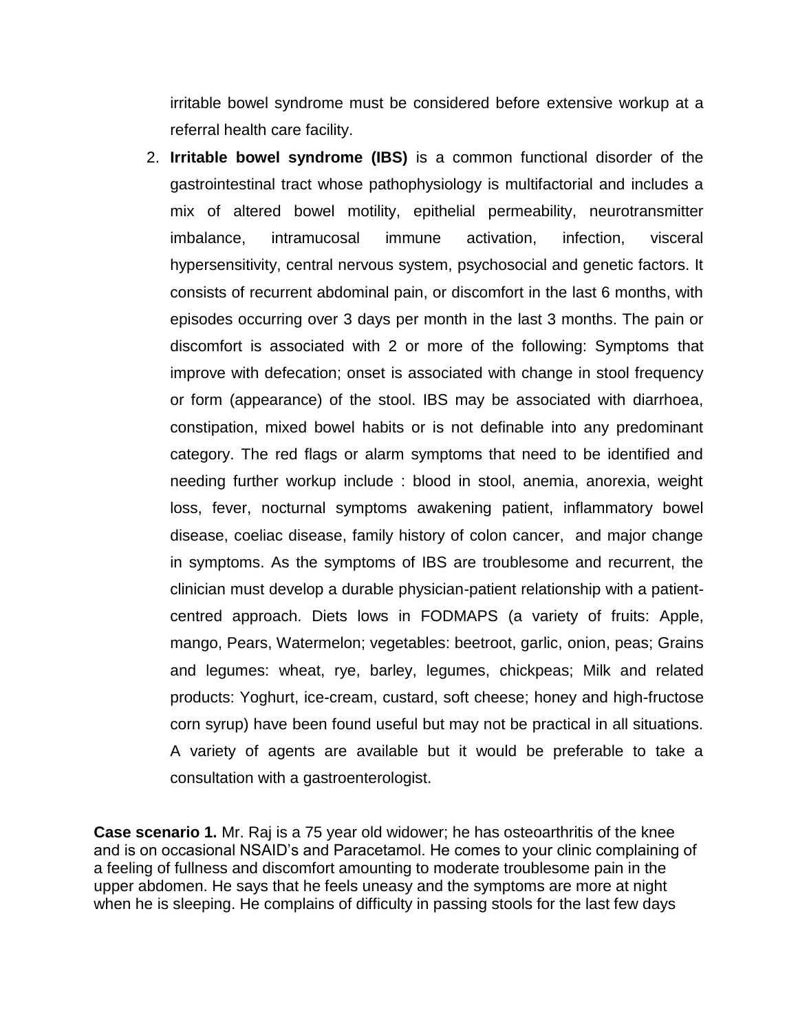irritable bowel syndrome must be considered before extensive workup at a referral health care facility.

2. **Irritable bowel syndrome (IBS)** is a common functional disorder of the gastrointestinal tract whose pathophysiology is multifactorial and includes a mix of altered bowel motility, epithelial permeability, neurotransmitter imbalance, intramucosal immune activation, infection, visceral hypersensitivity, central nervous system, psychosocial and genetic factors. It consists of recurrent abdominal pain, or discomfort in the last 6 months, with episodes occurring over 3 days per month in the last 3 months. The pain or discomfort is associated with 2 or more of the following: Symptoms that improve with defecation; onset is associated with change in stool frequency or form (appearance) of the stool. IBS may be associated with diarrhoea, constipation, mixed bowel habits or is not definable into any predominant category. The red flags or alarm symptoms that need to be identified and needing further workup include : blood in stool, anemia, anorexia, weight loss, fever, nocturnal symptoms awakening patient, inflammatory bowel disease, coeliac disease, family history of colon cancer, and major change in symptoms. As the symptoms of IBS are troublesome and recurrent, the clinician must develop a durable physician-patient relationship with a patient-centred approach. Diets lows in FODMAPS (a variety of fruits: Apple, mango, Pears, Watermelon; vegetables: beetroot, garlic, onion, peas; Grains and legumes: wheat, rye, barley, legumes, chickpeas; Milk and related products: Yoghurt, ice-cream, custard, soft cheese; honey and high-fructose corn syrup) have been found useful but may not be practical in all situations. A variety of agents are available but it would be preferable to take a consultation with a gastroenterologist.

**Case scenario 1.** Mr. Raj is a 75 year old widower; he has osteoarthritis of the knee and is on occasional NSAID's and Paracetamol. He comes to your clinic complaining of a feeling of fullness and discomfort amounting to moderate troublesome pain in the upper abdomen. He says that he feels uneasy and the symptoms are more at night when he is sleeping. He complains of difficulty in passing stools for the last few days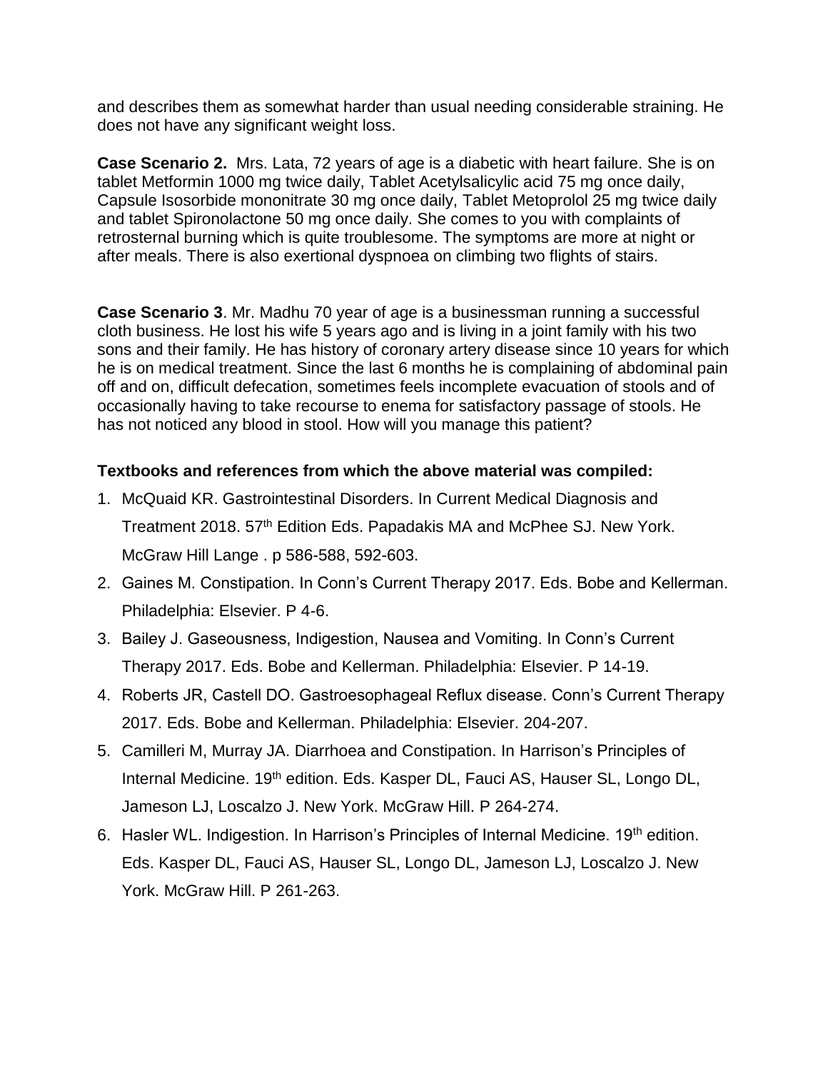and describes them as somewhat harder than usual needing considerable straining. He does not have any significant weight loss.

**Case Scenario 2.** Mrs. Lata, 72 years of age is a diabetic with heart failure. She is on tablet Metformin 1000 mg twice daily, Tablet Acetylsalicylic acid 75 mg once daily, Capsule Isosorbide mononitrate 30 mg once daily, Tablet Metoprolol 25 mg twice daily and tablet Spironolactone 50 mg once daily. She comes to you with complaints of retrosternal burning which is quite troublesome. The symptoms are more at night or after meals. There is also exertional dyspnoea on climbing two flights of stairs.

**Case Scenario 3**. Mr. Madhu 70 year of age is a businessman running a successful cloth business. He lost his wife 5 years ago and is living in a joint family with his two sons and their family. He has history of coronary artery disease since 10 years for which he is on medical treatment. Since the last 6 months he is complaining of abdominal pain off and on, difficult defecation, sometimes feels incomplete evacuation of stools and of occasionally having to take recourse to enema for satisfactory passage of stools. He has not noticed any blood in stool. How will you manage this patient?

**Textbooks and references from which the above material was compiled:**

1. McQuaid KR. Gastrointestinal Disorders. In Current Medical Diagnosis and Treatment 2018. 57th Edition Eds. Papadakis MA and McPhee SJ. New York. McGraw Hill Lange . p 586-588, 592-603.
2. Gaines M. Constipation. In Conn's Current Therapy 2017. Eds. Bobe and Kellerman. Philadelphia: Elsevier. P 4-6.
3. Bailey J. Gaseousness, Indigestion, Nausea and Vomiting. In Conn's Current Therapy 2017. Eds. Bobe and Kellerman. Philadelphia: Elsevier. P 14-19.
4. Roberts JR, Castell DO. Gastroesophageal Reflux disease. Conn's Current Therapy 2017. Eds. Bobe and Kellerman. Philadelphia: Elsevier. 204-207.
5. Camilleri M, Murray JA. Diarrhoea and Constipation. In Harrison's Principles of Internal Medicine. 19th edition. Eds. Kasper DL, Fauci AS, Hauser SL, Longo DL, Jameson LJ, Loscalzo J. New York. McGraw Hill. P 264-274.
6. Hasler WL. Indigestion. In Harrison's Principles of Internal Medicine. 19th edition. Eds. Kasper DL, Fauci AS, Hauser SL, Longo DL, Jameson LJ, Loscalzo J. New York. McGraw Hill. P 261-263.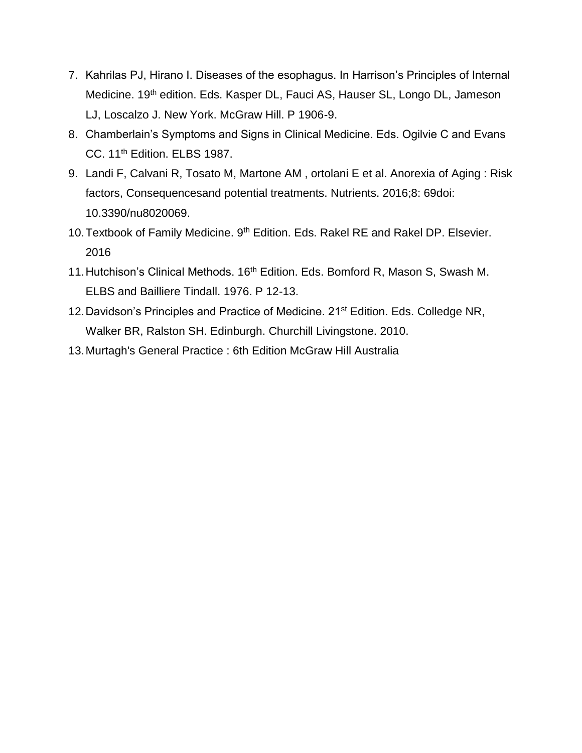7. Kahrilas PJ, Hirano I. Diseases of the esophagus. In Harrison's Principles of Internal Medicine. 19th edition. Eds. Kasper DL, Fauci AS, Hauser SL, Longo DL, Jameson LJ, Loscalzo J. New York. McGraw Hill. P 1906-9.
8. Chamberlain's Symptoms and Signs in Clinical Medicine. Eds. Ogilvie C and Evans CC. 11th Edition. ELBS 1987.
9. Landi F, Calvani R, Tosato M, Martone AM , ortolani E et al. Anorexia of Aging : Risk factors, Consequencesand potential treatments. Nutrients. 2016;8: 69doi: 10.3390/nu8020069.
10. Textbook of Family Medicine. 9th Edition. Eds. Rakel RE and Rakel DP. Elsevier. 2016
11. Hutchison's Clinical Methods. 16th Edition. Eds. Bomford R, Mason S, Swash M. ELBS and Bailliere Tindall. 1976. P 12-13.
12. Davidson's Principles and Practice of Medicine. 21st Edition. Eds. Colledge NR, Walker BR, Ralston SH. Edinburgh. Churchill Livingstone. 2010.
13. Murtagh's General Practice : 6th Edition McGraw Hill Australia